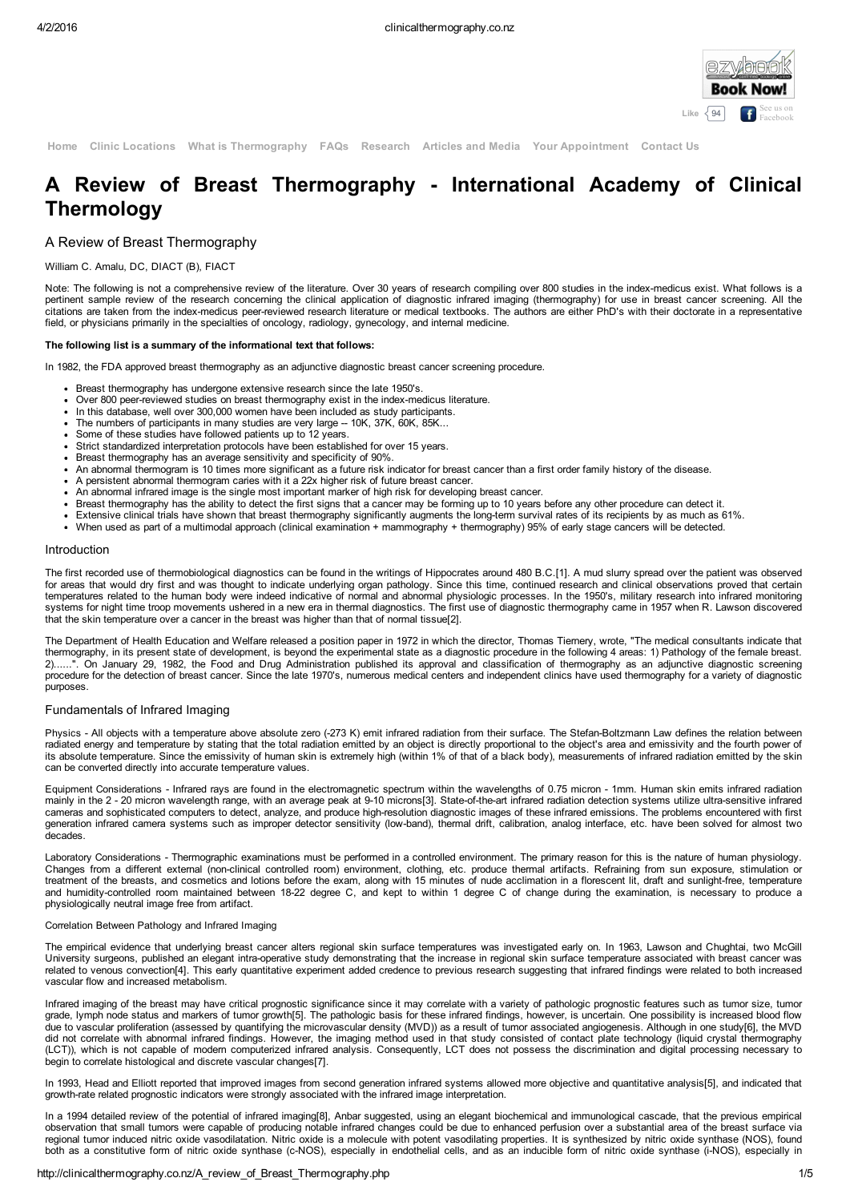# A Review of Breast Thermography - International Academy of Clinical Thermology

## A Review of Breast Thermography

William C. Amalu, DC, DIACT (B), FIACT

Note: The following is not a comprehensive review of the literature. Over 30 years of research compiling over 800 studies in the index-medicus exist. What follows is a pertinent sample review of the research concerning the clinical application of diagnostic infrared imaging (thermography) for use in breast cancer screening. All the citations are taken from the index-medicus peer-reviewed research literature or medical textbooks. The authors are either PhD's with their doctorate in a representative field, or physicians primarily in the specialties of oncology, radiology, gynecology, and internal medicine.

**The following list is a summary of the informational text that follows:**

In 1982, the FDA approved breast thermography as an adjunctive diagnostic breast cancer screening procedure.

- Breast thermography has undergone extensive research since the late 1950's.
- Over 800 peer-reviewed studies on breast thermography exist in the index-medicus literature.
- In this database, well over 300,000 women have been included as study participants.
- The numbers of participants in many studies are very large -- 10K, 37K, 60K, 85K...
- Some of these studies have followed patients up to 12 years.
- Strict standardized interpretation protocols have been established for over 15 years.
- Breast thermography has an average sensitivity and specificity of 90%.
- An abnormal thermogram is 10 times more significant as a future risk indicator for breast cancer than a first order family history of the disease.
- A persistent abnormal thermogram caries with it a 22x higher risk of future breast cancer.
- An abnormal infrared image is the single most important marker of high risk for developing breast cancer.
- Breast thermography has the ability to detect the first signs that a cancer may be forming up to 10 years before any other procedure can detect it.
- Extensive clinical trials have shown that breast thermography significantly augments the long-term survival rates of its recipients by as much as 61%.
- When used as part of a multimodal approach (clinical examination + mammography + thermography) 95% of early stage cancers will be detected.

### Introduction

The first recorded use of thermobiological diagnostics can be found in the writings of Hippocrates around 480 B.C.[1]. A mud slurry spread over the patient was observed for areas that would dry first and was thought to indicate underlying organ pathology. Since this time, continued research and clinical observations proved that certain temperatures related to the human body were indeed indicative of normal and abnormal physiologic processes. In the 1950's, military research into infrared monitoring systems for night time troop movements ushered in a new era in thermal diagnostics. The first use of diagnostic thermography came in 1957 when R. Lawson discovered that the skin temperature over a cancer in the breast was higher than that of normal tissue[2].

The Department of Health Education and Welfare released a position paper in 1972 in which the director, Thomas Tiernery, wrote, "The medical consultants indicate that thermography, in its present state of development, is beyond the experimental state as a diagnostic procedure in the following 4 areas: 1) Pathology of the female breast. 2)......". On January 29, 1982, the Food and Drug Administration published its approval and classification of thermography as an adjunctive diagnostic screening procedure for the detection of breast cancer. Since the late 1970's, numerous medical centers and independent clinics have used thermography for a variety of diagnostic purposes.

### Fundamentals of Infrared Imaging

Physics - All objects with a temperature above absolute zero (-273 K) emit infrared radiation from their surface. The Stefan-Boltzmann Law defines the relation between radiated energy and temperature by stating that the total radiation emitted by an object is directly proportional to the object's area and emissivity and the fourth power of its absolute temperature. Since the emissivity of human skin is extremely high (within 1% of that of a black body), measurements of infrared radiation emitted by the skin can be converted directly into accurate temperature values.

Equipment Considerations - Infrared rays are found in the electromagnetic spectrum within the wavelengths of 0.75 micron - 1mm. Human skin emits infrared radiation mainly in the 2 - 20 micron wavelength range, with an average peak at 9-10 microns[3]. State-of-the-art infrared radiation detection systems utilize ultra-sensitive infrared cameras and sophisticated computers to detect, analyze, and produce high-resolution diagnostic images of these infrared emissions. The problems encountered with first generation infrared camera systems such as improper detector sensitivity (low-band), thermal drift, calibration, analog interface, etc. have been solved for almost two decades.

Laboratory Considerations - Thermographic examinations must be performed in a controlled environment. The primary reason for this is the nature of human physiology. Changes from a different external (non-clinical controlled room) environment, clothing, etc. produce thermal artifacts. Refraining from sun exposure, stimulation or treatment of the breasts, and cosmetics and lotions before the exam, along with 15 minutes of nude acclimation in a florescent lit, draft and sunlight-free, temperature and humidity-controlled room maintained between 18-22 degree C, and kept to within 1 degree C of change during the examination, is necessary to produce a physiologically neutral image free from artifact.

#### Correlation Between Pathology and Infrared Imaging

The empirical evidence that underlying breast cancer alters regional skin surface temperatures was investigated early on. In 1963, Lawson and Chughtai, two McGill University surgeons, published an elegant intra-operative study demonstrating that the increase in regional skin surface temperature associated with breast cancer was related to venous convection[4]. This early quantitative experiment added credence to previous research suggesting that infrared findings were related to both increased vascular flow and increased metabolism.

Infrared imaging of the breast may have critical prognostic significance since it may correlate with a variety of pathologic prognostic features such as tumor size, tumor grade, lymph node status and markers of tumor growth[5]. The pathologic basis for these infrared findings, however, is uncertain. One possibility is increased blood flow due to vascular proliferation (assessed by quantifying the microvascular density (MVD)) as a result of tumor associated angiogenesis. Although in one study[6], the MVD did not correlate with abnormal infrared findings. However, the imaging method used in that study consisted of contact plate technology (liquid crystal thermography (LCT)), which is not capable of modern computerized infrared analysis. Consequently, LCT does not possess the discrimination and digital processing necessary to begin to correlate histological and discrete vascular changes[7].

In 1993, Head and Elliott reported that improved images from second generation infrared systems allowed more objective and quantitative analysis[5], and indicated that growth-rate related prognostic indicators were strongly associated with the infrared image interpretation.

In a 1994 detailed review of the potential of infrared imaging[8], Anbar suggested, using an elegant biochemical and immunological cascade, that the previous empirical observation that small tumors were capable of producing notable infrared changes could be due to enhanced perfusion over a substantial area of the breast surface via regional tumor induced nitric oxide vasodilatation. Nitric oxide is a molecule with potent vasodilating properties. It is synthesized by nitric oxide synthase (NOS), found both as a constitutive form of nitric oxide synthase (c-NOS), especially in endothelial cells, and as an inducible form of nitric oxide synthase (i-NOS), especially in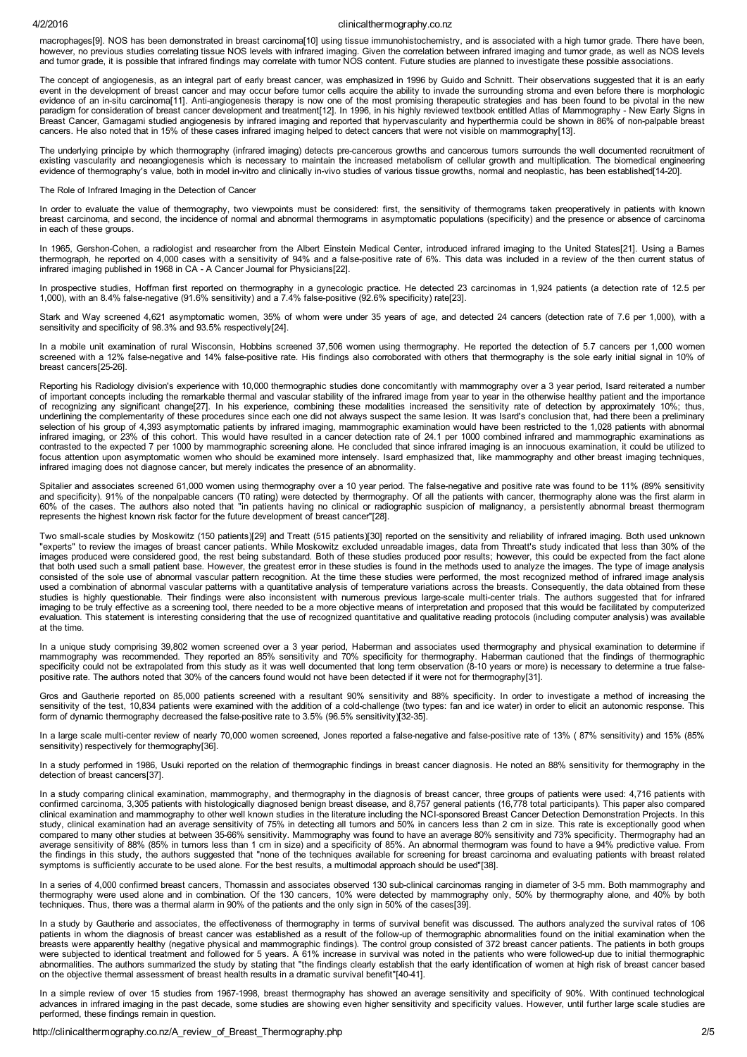macrophages[9]. NOS has been demonstrated in breast carcinoma[10] using tissue immunohistochemistry, and is associated with a high tumor grade. There have been, however, no previous studies correlating tissue NOS levels with infrared imaging. Given the correlation between infrared imaging and tumor grade, as well as NOS levels and tumor grade, it is possible that infrared findings may correlate with tumor NOS content. Future studies are planned to investigate these possible associations.

The concept of angiogenesis, as an integral part of early breast cancer, was emphasized in 1996 by Guido and Schnitt. Their observations suggested that it is an early event in the development of breast cancer and may occur before tumor cells acquire the ability to invade the surrounding stroma and even before there is morphologic evidence of an in-situ carcinoma[11]. Anti-angiogenesis therapy is now one of the most promising therapeutic strategies and has been found to be pivotal in the new paradigm for consideration of breast cancer development and treatment[12]. In 1996, in his highly reviewed textbook entitled Atlas of Mammography - New Early Signs in Breast Cancer, Gamagami studied angiogenesis by infrared imaging and reported that hypervascularity and hyperthermia could be shown in 86% of non-palpable breast cancers. He also noted that in 15% of these cases infrared imaging helped to detect cancers that were not visible on mammography[13].

The underlying principle by which thermography (infrared imaging) detects pre-cancerous growths and cancerous tumors surrounds the well documented recruitment of existing vascularity and neoangiogenesis which is necessary to maintain the increased metabolism of cellular growth and multiplication. The biomedical engineering evidence of thermography's value, both in model in-vitro and clinically in-vivo studies of various tissue growths, normal and neoplastic, has been established[14-20].

## The Role of Infrared Imaging in the Detection of Cancer

In order to evaluate the value of thermography, two viewpoints must be considered: first, the sensitivity of thermograms taken preoperatively in patients with known breast carcinoma, and second, the incidence of normal and abnormal thermograms in asymptomatic populations (specificity) and the presence or absence of carcinoma in each of these groups.

In 1965, Gershon-Cohen, a radiologist and researcher from the Albert Einstein Medical Center, introduced infrared imaging to the United States[21]. Using a Barnes thermograph, he reported on 4,000 cases with a sensitivity of 94% and a false-positive rate of 6%. This data was included in a review of the then current status of infrared imaging published in 1968 in CA - A Cancer Journal for Physicians[22].

In prospective studies, Hoffman first reported on thermography in a gynecologic practice. He detected 23 carcinomas in 1,924 patients (a detection rate of 12.5 per 1,000), with an 8.4% false-negative (91.6% sensitivity) and a 7.4% false-positive (92.6% specificity) rate[23].

Stark and Way screened 4,621 asymptomatic women, 35% of whom were under 35 years of age, and detected 24 cancers (detection rate of 7.6 per 1,000), with a sensitivity and specificity of 98.3% and 93.5% respectively[24].

In a mobile unit examination of rural Wisconsin, Hobbins screened 37,506 women using thermography. He reported the detection of 5.7 cancers per 1,000 women screened with a 12% false-negative and 14% false-positive rate. His findings also corroborated with others that thermography is the sole early initial signal in 10% of breast cancers[25-26].

Reporting his Radiology division's experience with 10,000 thermographic studies done concomitantly with mammography over a 3 year period, Isard reiterated a number of important concepts including the remarkable thermal and vascular stability of the infrared image from year to year in the otherwise healthy patient and the importance of recognizing any significant change[27]. In his experience, combining these modalities increased the sensitivity rate of detection by approximately 10%; thus, underlining the complementarity of these procedures since each one did not always suspect the same lesion. It was Isard's conclusion that, had there been a preliminary selection of his group of 4,393 asymptomatic patients by infrared imaging, mammographic examination would have been restricted to the 1,028 patients with abnormal infrared imaging, or 23% of this cohort. This would have resulted in a cancer detection rate of 24.1 per 1000 combined infrared and mammographic examinations as contrasted to the expected 7 per 1000 by mammographic screening alone. He concluded that since infrared imaging is an innocuous examination, it could be utilized to focus attention upon asymptomatic women who should be examined more intensely. Isard emphasized that, like mammography and other breast imaging techniques, infrared imaging does not diagnose cancer, but merely indicates the presence of an abnormality.

Spitalier and associates screened 61,000 women using thermography over a 10 year period. The false-negative and positive rate was found to be 11% (89% sensitivity and specificity). 91% of the nonpalpable cancers (T0 rating) were detected by thermography. Of all the patients with cancer, thermography alone was the first alarm in 60% of the cases. The authors also noted that "in patients having no clinical or radiographic suspicion of malignancy, a persistently abnormal breast thermogram represents the highest known risk factor for the future development of breast cancer"[28].

Two small-scale studies by Moskowitz (150 patients)[29] and Treatt (515 patients)[30] reported on the sensitivity and reliability of infrared imaging. Both used unknown "experts" to review the images of breast cancer patients. While Moskowitz excluded unreadable images, data from Threatt's study indicated that less than 30% of the images produced were considered good, the rest being substandard. Both of these studies produced poor results; however, this could be expected from the fact alone that both used such a small patient base. However, the greatest error in these studies is found in the methods used to analyze the images. The type of image analysis consisted of the sole use of abnormal vascular pattern recognition. At the time these studies were performed, the most recognized method of infrared image analysis used a combination of abnormal vascular patterns with a quantitative analysis of temperature variations across the breasts. Consequently, the data obtained from these studies is highly questionable. Their findings were also inconsistent with numerous previous large-scale multi-center trials. The authors suggested that for infrared imaging to be truly effective as a screening tool, there needed to be a more objective means of interpretation and proposed that this would be facilitated by computerized evaluation. This statement is interesting considering that the use of recognized quantitative and qualitative reading protocols (including computer analysis) was available at the time.

In a unique study comprising 39,802 women screened over a 3 year period, Haberman and associates used thermography and physical examination to determine if mammography was recommended. They reported an 85% sensitivity and 70% specificity for thermography. Haberman cautioned that the findings of thermographic specificity could not be extrapolated from this study as it was well documented that long term observation (8-10 years or more) is necessary to determine a true false-positive rate. The authors noted that 30% of the cancers found would not have been detected if it were not for thermography[31].

Gros and Gautherie reported on 85,000 patients screened with a resultant 90% sensitivity and 88% specificity. In order to investigate a method of increasing the sensitivity of the test, 10,834 patients were examined with the addition of a cold-challenge (two types: fan and ice water) in order to elicit an autonomic response. This form of dynamic thermography decreased the false-positive rate to 3.5% (96.5% sensitivity)[32-35].

In a large scale multi-center review of nearly 70,000 women screened, Jones reported a false-negative and false-positive rate of 13% ( 87% sensitivity) and 15% (85% sensitivity) respectively for thermography[36].

In a study performed in 1986, Usuki reported on the relation of thermographic findings in breast cancer diagnosis. He noted an 88% sensitivity for thermography in the detection of breast cancers[37].

In a study comparing clinical examination, mammography, and thermography in the diagnosis of breast cancer, three groups of patients were used: 4,716 patients with confirmed carcinoma, 3,305 patients with histologically diagnosed benign breast disease, and 8,757 general patients (16,778 total participants). This paper also compared clinical examination and mammography to other well known studies in the literature including the NCI-sponsored Breast Cancer Detection Demonstration Projects. In this study, clinical examination had an average sensitivity of 75% in detecting all tumors and 50% in cancers less than 2 cm in size. This rate is exceptionally good when compared to many other studies at between 35-66% sensitivity. Mammography was found to have an average 80% sensitivity and 73% specificity. Thermography had an average sensitivity of 88% (85% in tumors less than 1 cm in size) and a specificity of 85%. An abnormal thermogram was found to have a 94% predictive value. From the findings in this study, the authors suggested that "none of the techniques available for screening for breast carcinoma and evaluating patients with breast related symptoms is sufficiently accurate to be used alone. For the best results, a multimodal approach should be used"[38].

In a series of 4,000 confirmed breast cancers, Thomassin and associates observed 130 sub-clinical carcinomas ranging in diameter of 3-5 mm. Both mammography and thermography were used alone and in combination. Of the 130 cancers, 10% were detected by mammography only, 50% by thermography alone, and 40% by both techniques. Thus, there was a thermal alarm in 90% of the patients and the only sign in 50% of the cases[39].

In a study by Gautherie and associates, the effectiveness of thermography in terms of survival benefit was discussed. The authors analyzed the survival rates of 106 patients in whom the diagnosis of breast cancer was established as a result of the follow-up of thermographic abnormalities found on the initial examination when the breasts were apparently healthy (negative physical and mammographic findings). The control group consisted of 372 breast cancer patients. The patients in both groups were subjected to identical treatment and followed for 5 years. A 61% increase in survival was noted in the patients who were followed-up due to initial thermographic abnormalities. The authors summarized the study by stating that "the findings clearly establish that the early identification of women at high risk of breast cancer based on the objective thermal assessment of breast health results in a dramatic survival benefit"[40-41].

In a simple review of over 15 studies from 1967-1998, breast thermography has showed an average sensitivity and specificity of 90%. With continued technological advances in infrared imaging in the past decade, some studies are showing even higher sensitivity and specificity values. However, until further large scale studies are performed, these findings remain in question.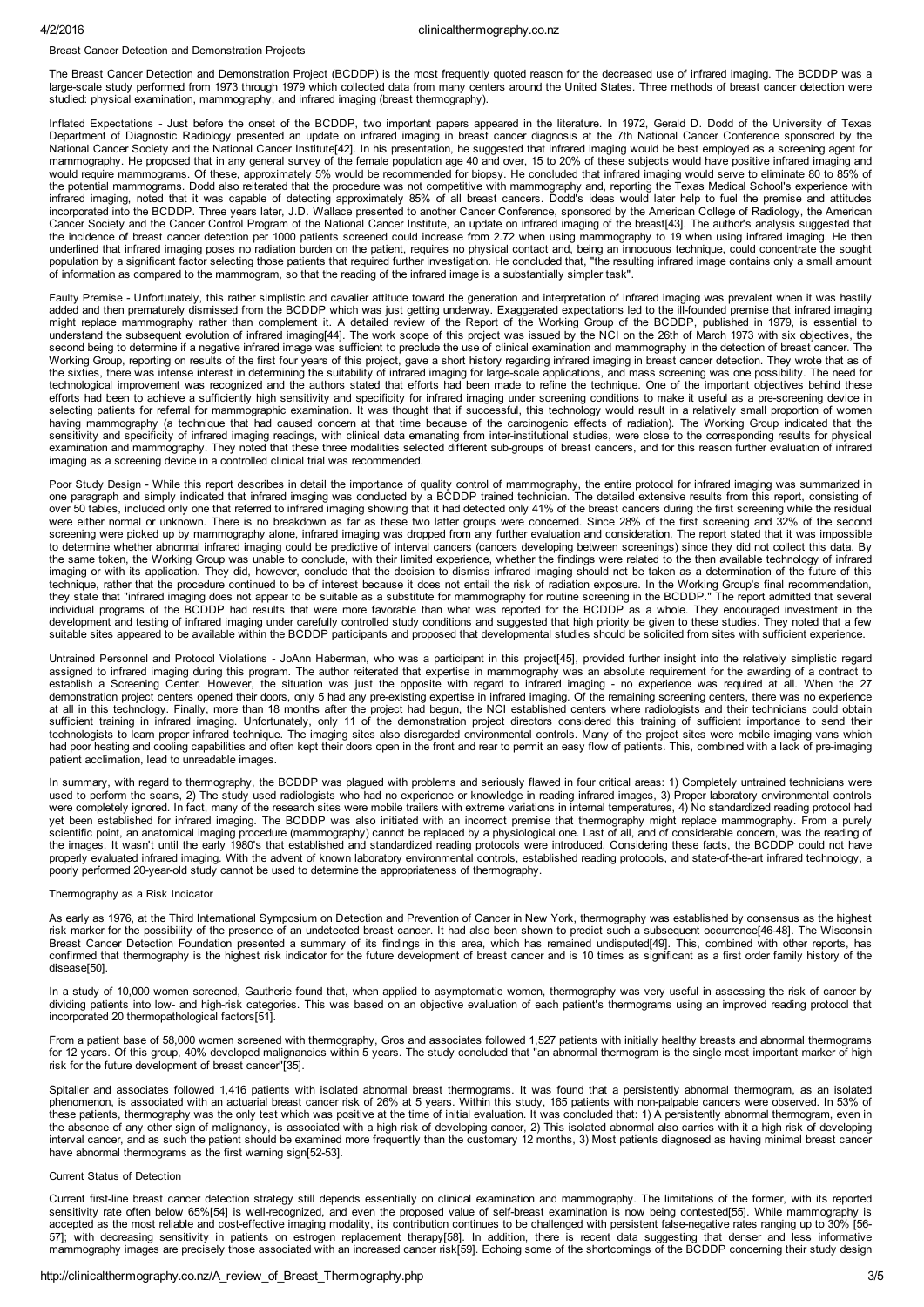Breast Cancer Detection and Demonstration Projects

The Breast Cancer Detection and Demonstration Project (BCDDP) is the most frequently quoted reason for the decreased use of infrared imaging. The BCDDP was a large-scale study performed from 1973 through 1979 which collected data from many centers around the United States. Three methods of breast cancer detection were studied: physical examination, mammography, and infrared imaging (breast thermography).

Inflated Expectations - Just before the onset of the BCDDP, two important papers appeared in the literature. In 1972, Gerald D. Dodd of the University of Texas Department of Diagnostic Radiology presented an update on infrared imaging in breast cancer diagnosis at the 7th National Cancer Conference sponsored by the National Cancer Society and the National Cancer Institute[42]. In his presentation, he suggested that infrared imaging would be best employed as a screening agent for mammography. He proposed that in any general survey of the female population age 40 and over, 15 to 20% of these subjects would have positive infrared imaging and would require mammograms. Of these, approximately 5% would be recommended for biopsy. He concluded that infrared imaging would serve to eliminate 80 to 85% of the potential mammograms. Dodd also reiterated that the procedure was not competitive with mammography and, reporting the Texas Medical School's experience with infrared imaging, noted that it was capable of detecting approximately 85% of all breast cancers. Dodd's ideas would later help to fuel the premise and attitudes incorporated into the BCDDP. Three years later, J.D. Wallace presented to another Cancer Conference, sponsored by the American College of Radiology, the American Cancer Society and the Cancer Control Program of the National Cancer Institute, an update on infrared imaging of the breast[43]. The author's analysis suggested that the incidence of breast cancer detection per 1000 patients screened could increase from 2.72 when using mammography to 19 when using infrared imaging. He then underlined that infrared imaging poses no radiation burden on the patient, requires no physical contact and, being an innocuous technique, could concentrate the sought population by a significant factor selecting those patients that required further investigation. He concluded that, "the resulting infrared image contains only a small amount of information as compared to the mammogram, so that the reading of the infrared image is a substantially simpler task".

Faulty Premise - Unfortunately, this rather simplistic and cavalier attitude toward the generation and interpretation of infrared imaging was prevalent when it was hastily added and then prematurely dismissed from the BCDDP which was just getting underway. Exaggerated expectations led to the ill-founded premise that infrared imaging might replace mammography rather than complement it. A detailed review of the Report of the Working Group of the BCDDP, published in 1979, is essential to understand the subsequent evolution of infrared imaging[44]. The work scope of this project was issued by the NCI on the 26th of March 1973 with six objectives, the second being to determine if a negative infrared image was sufficient to preclude the use of clinical examination and mammography in the detection of breast cancer. The Working Group, reporting on results of the first four years of this project, gave a short history regarding infrared imaging in breast cancer detection. They wrote that as of the sixties, there was intense interest in determining the suitability of infrared imaging for large-scale applications, and mass screening was one possibility. The need for technological improvement was recognized and the authors stated that efforts had been made to refine the technique. One of the important objectives behind these efforts had been to achieve a sufficiently high sensitivity and specificity for infrared imaging under screening conditions to make it useful as a pre-screening device in selecting patients for referral for mammographic examination. It was thought that if successful, this technology would result in a relatively small proportion of women having mammography (a technique that had caused concern at that time because of the carcinogenic effects of radiation). The Working Group indicated that the sensitivity and specificity of infrared imaging readings, with clinical data emanating from inter-institutional studies, were close to the corresponding results for physical examination and mammography. They noted that these three modalities selected different sub-groups of breast cancers, and for this reason further evaluation of infrared imaging as a screening device in a controlled clinical trial was recommended.

Poor Study Design - While this report describes in detail the importance of quality control of mammography, the entire protocol for infrared imaging was summarized in one paragraph and simply indicated that infrared imaging was conducted by a BCDDP trained technician. The detailed extensive results from this report, consisting of over 50 tables, included only one that referred to infrared imaging showing that it had detected only 41% of the breast cancers during the first screening while the residual were either normal or unknown. There is no breakdown as far as these two latter groups were concerned. Since 28% of the first screening and 32% of the second screening were picked up by mammography alone, infrared imaging was dropped from any further evaluation and consideration. The report stated that it was impossible to determine whether abnormal infrared imaging could be predictive of interval cancers (cancers developing between screenings) since they did not collect this data. By the same token, the Working Group was unable to conclude, with their limited experience, whether the findings were related to the then available technology of infrared imaging or with its application. They did, however, conclude that the decision to dismiss infrared imaging should not be taken as a determination of the future of this technique, rather that the procedure continued to be of interest because it does not entail the risk of radiation exposure. In the Working Group's final recommendation, they state that "infrared imaging does not appear to be suitable as a substitute for mammography for routine screening in the BCDDP." The report admitted that several individual programs of the BCDDP had results that were more favorable than what was reported for the BCDDP as a whole. They encouraged investment in the development and testing of infrared imaging under carefully controlled study conditions and suggested that high priority be given to these studies. They noted that a few suitable sites appeared to be available within the BCDDP participants and proposed that developmental studies should be solicited from sites with sufficient experience.

Untrained Personnel and Protocol Violations - JoAnn Haberman, who was a participant in this project[45], provided further insight into the relatively simplistic regard assigned to infrared imaging during this program. The author reiterated that expertise in mammography was an absolute requirement for the awarding of a contract to establish a Screening Center. However, the situation was just the opposite with regard to infrared imaging - no experience was required at all. When the 27 demonstration project centers opened their doors, only 5 had any pre-existing expertise in infrared imaging. Of the remaining screening centers, there was no experience at all in this technology. Finally, more than 18 months after the project had begun, the NCI established centers where radiologists and their technicians could obtain sufficient training in infrared imaging. Unfortunately, only 11 of the demonstration project directors considered this training of sufficient importance to send their technologists to learn proper infrared technique. The imaging sites also disregarded environmental controls. Many of the project sites were mobile imaging vans which had poor heating and cooling capabilities and often kept their doors open in the front and rear to permit an easy flow of patients. This, combined with a lack of pre-imaging patient acclimation, lead to unreadable images.

In summary, with regard to thermography, the BCDDP was plagued with problems and seriously flawed in four critical areas: 1) Completely untrained technicians were used to perform the scans, 2) The study used radiologists who had no experience or knowledge in reading infrared images, 3) Proper laboratory environmental controls were completely ignored. In fact, many of the research sites were mobile trailers with extreme variations in internal temperatures, 4) No standardized reading protocol had yet been established for infrared imaging. The BCDDP was also initiated with an incorrect premise that thermography might replace mammography. From a purely scientific point, an anatomical imaging procedure (mammography) cannot be replaced by a physiological one. Last of all, and of considerable concern, was the reading of the images. It wasn't until the early 1980's that established and standardized reading protocols were introduced. Considering these facts, the BCDDP could not have properly evaluated infrared imaging. With the advent of known laboratory environmental controls, established reading protocols, and state-of-the-art infrared technology, a poorly performed 20-year-old study cannot be used to determine the appropriateness of thermography.

Thermography as a Risk Indicator

As early as 1976, at the Third International Symposium on Detection and Prevention of Cancer in New York, thermography was established by consensus as the highest risk marker for the possibility of the presence of an undetected breast cancer. It had also been shown to predict such a subsequent occurrence[46-48]. The Wisconsin Breast Cancer Detection Foundation presented a summary of its findings in this area, which has remained undisputed[49]. This, combined with other reports, has confirmed that thermography is the highest risk indicator for the future development of breast cancer and is 10 times as significant as a first order family history of the disease[50].

In a study of 10,000 women screened, Gautherie found that, when applied to asymptomatic women, thermography was very useful in assessing the risk of cancer by dividing patients into low- and high-risk categories. This was based on an objective evaluation of each patient's thermograms using an improved reading protocol that incorporated 20 thermopathological factors[51].

From a patient base of 58,000 women screened with thermography, Gros and associates followed 1,527 patients with initially healthy breasts and abnormal thermograms for 12 years. Of this group, 40% developed malignancies within 5 years. The study concluded that "an abnormal thermogram is the single most important marker of high risk for the future development of breast cancer"[35].

Spitalier and associates followed 1,416 patients with isolated abnormal breast thermograms. It was found that a persistently abnormal thermogram, as an isolated phenomenon, is associated with an actuarial breast cancer risk of 26% at 5 years. Within this study, 165 patients with non-palpable cancers were observed. In 53% of these patients, thermography was the only test which was positive at the time of initial evaluation. It was concluded that: 1) A persistently abnormal thermogram, even in the absence of any other sign of malignancy, is associated with a high risk of developing cancer, 2) This isolated abnormal also carries with it a high risk of developing interval cancer, and as such the patient should be examined more frequently than the customary 12 months, 3) Most patients diagnosed as having minimal breast cancer have abnormal thermograms as the first warning sign[52-53].

Current Status of Detection

Current first-line breast cancer detection strategy still depends essentially on clinical examination and mammography. The limitations of the former, with its reported sensitivity rate often below 65%[54] is well-recognized, and even the proposed value of self-breast examination is now being contested[55]. While mammography is accepted as the most reliable and cost-effective imaging modality, its contribution continues to be challenged with persistent false-negative rates ranging up to 30% [56-57]; with decreasing sensitivity in patients on estrogen replacement therapy[58]. In addition, there is recent data suggesting that denser and less informative mammography images are precisely those associated with an increased cancer risk[59]. Echoing some of the shortcomings of the BCDDP concerning their study design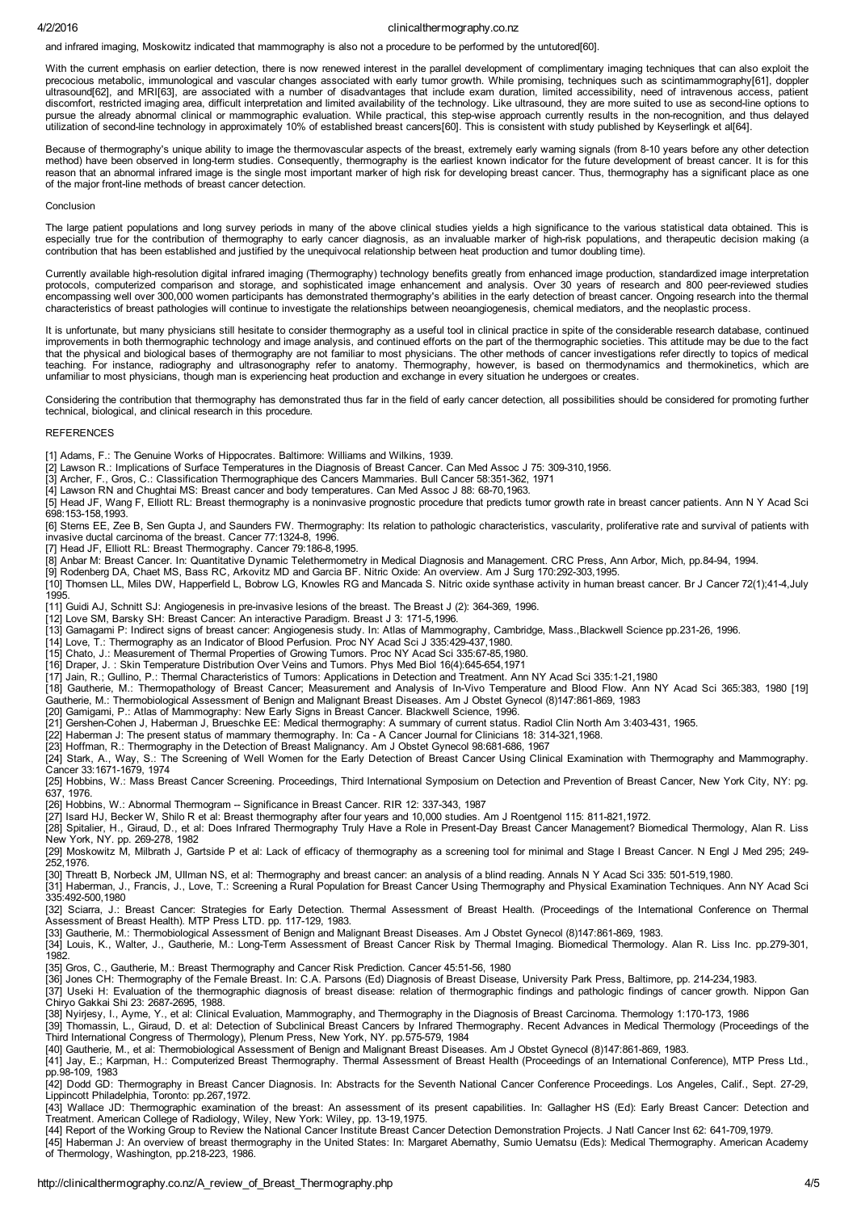and infrared imaging, Moskowitz indicated that mammography is also not a procedure to be performed by the untutored[60].

With the current emphasis on earlier detection, there is now renewed interest in the parallel development of complimentary imaging techniques that can also exploit the precocious metabolic, immunological and vascular changes associated with early tumor growth. While promising, techniques such as scintimammography[61], doppler ultrasound[62], and MRI[63], are associated with a number of disadvantages that include exam duration, limited accessibility, need of intravenous access, patient discomfort, restricted imaging area, difficult interpretation and limited availability of the technology. Like ultrasound, they are more suited to use as second-line options to pursue the already abnormal clinical or mammographic evaluation. While practical, this step-wise approach currently results in the non-recognition, and thus delayed utilization of second-line technology in approximately 10% of established breast cancers[60]. This is consistent with study published by Keyserlingk et al[64].

Because of thermography's unique ability to image the thermovascular aspects of the breast, extremely early warning signals (from 8-10 years before any other detection method) have been observed in long-term studies. Consequently, thermography is the earliest known indicator for the future development of breast cancer. It is for this reason that an abnormal infrared image is the single most important marker of high risk for developing breast cancer. Thus, thermography has a significant place as one of the major front-line methods of breast cancer detection.

## Conclusion

The large patient populations and long survey periods in many of the above clinical studies yields a high significance to the various statistical data obtained. This is especially true for the contribution of thermography to early cancer diagnosis, as an invaluable marker of high-risk populations, and therapeutic decision making (a contribution that has been established and justified by the unequivocal relationship between heat production and tumor doubling time).

Currently available high-resolution digital infrared imaging (Thermography) technology benefits greatly from enhanced image production, standardized image interpretation protocols, computerized comparison and storage, and sophisticated image enhancement and analysis. Over 30 years of research and 800 peer-reviewed studies encompassing well over 300,000 women participants has demonstrated thermography's abilities in the early detection of breast cancer. Ongoing research into the thermal characteristics of breast pathologies will continue to investigate the relationships between neoangiogenesis, chemical mediators, and the neoplastic process.

It is unfortunate, but many physicians still hesitate to consider thermography as a useful tool in clinical practice in spite of the considerable research database, continued improvements in both thermographic technology and image analysis, and continued efforts on the part of the thermographic societies. This attitude may be due to the fact that the physical and biological bases of thermography are not familiar to most physicians. The other methods of cancer investigations refer directly to topics of medical teaching. For instance, radiography and ultrasonography refer to anatomy. Thermography, however, is based on thermodynamics and thermokinetics, which are unfamiliar to most physicians, though man is experiencing heat production and exchange in every situation he undergoes or creates.

Considering the contribution that thermography has demonstrated thus far in the field of early cancer detection, all possibilities should be considered for promoting further technical, biological, and clinical research in this procedure.

## REFERENCES

[1] Adams, F.: The Genuine Works of Hippocrates. Baltimore: Williams and Wilkins, 1939.
[2] Lawson R.: Implications of Surface Temperatures in the Diagnosis of Breast Cancer. Can Med Assoc J 75: 309-310,1956.
[3] Archer, F., Gros, C.: Classification Thermographique des Cancers Mammaries. Bull Cancer 58:351-362, 1971
[4] Lawson RN and Chughtai MS: Breast cancer and body temperatures. Can Med Assoc J 88: 68-70,1963.
[5] Head JF, Wang F, Elliott RL: Breast thermography is a noninvasive prognostic procedure that predicts tumor growth rate in breast cancer patients. Ann N Y Acad Sci 698:153-158,1993.
[6] Sterns EE, Zee B, Sen Gupta J, and Saunders FW. Thermography: Its relation to pathologic characteristics, vascularity, proliferative rate and survival of patients with invasive ductal carcinoma of the breast. Cancer 77:1324-8, 1996.
[7] Head JF, Elliott RL: Breast Thermography. Cancer 79:186-8,1995.
[8] Anbar M: Breast Cancer. In: Quantitative Dynamic Telethermometry in Medical Diagnosis and Management. CRC Press, Ann Arbor, Mich, pp.84-94, 1994.
[9] Rodenberg DA, Chaet MS, Bass RC, Arkovitz MD and Garcia BF. Nitric Oxide: An overview. Am J Surg 170:292-303,1995.
[10] Thomsen LL, Miles DW, Happerfield L, Bobrow LG, Knowles RG and Mancada S. Nitric oxide synthase activity in human breast cancer. Br J Cancer 72(1);41-4,July 1995.
[11] Guidi AJ, Schnitt SJ: Angiogenesis in pre-invasive lesions of the breast. The Breast J (2): 364-369, 1996.
[12] Love SM, Barsky SH: Breast Cancer: An interactive Paradigm. Breast J 3: 171-5,1996.
[13] Gamagami P: Indirect signs of breast cancer: Angiogenesis study. In: Atlas of Mammography, Cambridge, Mass.,Blackwell Science pp.231-26, 1996.
[14] Love, T.: Thermography as an Indicator of Blood Perfusion. Proc NY Acad Sci J 335:429-437,1980.
[15] Chato, J.: Measurement of Thermal Properties of Growing Tumors. Proc NY Acad Sci 335:67-85,1980.
[16] Draper, J. : Skin Temperature Distribution Over Veins and Tumors. Phys Med Biol 16(4):645-654,1971
[17] Jain, R.; Gullino, P.: Thermal Characteristics of Tumors: Applications in Detection and Treatment. Ann NY Acad Sci 335:1-21,1980
[18] Gautherie, M.: Thermopathology of Breast Cancer; Measurement and Analysis of In-Vivo Temperature and Blood Flow. Ann NY Acad Sci 365:383, 1980 [19] Gautherie, M.: Thermobiological Assessment of Benign and Malignant Breast Diseases. Am J Obstet Gynecol (8)147:861-869, 1983
[20] Gamigami, P.: Atlas of Mammography: New Early Signs in Breast Cancer. Blackwell Science, 1996.
[21] Gershen-Cohen J, Haberman J, Brueschke EE: Medical thermography: A summary of current status. Radiol Clin North Am 3:403-431, 1965.
[22] Haberman J: The present status of mammary thermography. In: Ca - A Cancer Journal for Clinicians 18: 314-321,1968.
[23] Hoffman, R.: Thermography in the Detection of Breast Malignancy. Am J Obstet Gynecol 98:681-686, 1967
[24] Stark, A., Way, S.: The Screening of Well Women for the Early Detection of Breast Cancer Using Clinical Examination with Thermography and Mammography. Cancer 33:1671-1679, 1974
[25] Hobbins, W.: Mass Breast Cancer Screening. Proceedings, Third International Symposium on Detection and Prevention of Breast Cancer, New York City, NY: pg. 637, 1976.
[26] Hobbins, W.: Abnormal Thermogram -- Significance in Breast Cancer. RIR 12: 337-343, 1987
[27] Isard HJ, Becker W, Shilo R et al: Breast thermography after four years and 10,000 studies. Am J Roentgenol 115: 811-821,1972.
[28] Spitalier, H., Giraud, D., et al: Does Infrared Thermography Truly Have a Role in Present-Day Breast Cancer Management? Biomedical Thermology, Alan R. Liss New York, NY. pp. 269-278, 1982
[29] Moskowitz M, Milbrath J, Gartside P et al: Lack of efficacy of thermography as a screening tool for minimal and Stage I Breast Cancer. N Engl J Med 295; 249-252,1976.
[30] Threatt B, Norbeck JM, Ullman NS, et al: Thermography and breast cancer: an analysis of a blind reading. Annals N Y Acad Sci 335: 501-519,1980.
[31] Haberman, J., Francis, J., Love, T.: Screening a Rural Population for Breast Cancer Using Thermography and Physical Examination Techniques. Ann NY Acad Sci 335:492-500,1980
[32] Sciarra, J.: Breast Cancer: Strategies for Early Detection. Thermal Assessment of Breast Health. (Proceedings of the International Conference on Thermal Assessment of Breast Health). MTP Press LTD. pp. 117-129, 1983.
[33] Gautherie, M.: Thermobiological Assessment of Benign and Malignant Breast Diseases. Am J Obstet Gynecol (8)147:861-869, 1983.
[34] Louis, K., Walter, J., Gautherie, M.: Long-Term Assessment of Breast Cancer Risk by Thermal Imaging. Biomedical Thermology. Alan R. Liss Inc. pp.279-301, 1982.
[35] Gros, C., Gautherie, M.: Breast Thermography and Cancer Risk Prediction. Cancer 45:51-56, 1980
[36] Jones CH: Thermography of the Female Breast. In: C.A. Parsons (Ed) Diagnosis of Breast Disease, University Park Press, Baltimore, pp. 214-234,1983.
[37] Useki H: Evaluation of the thermographic diagnosis of breast disease: relation of thermographic findings and pathologic findings of cancer growth. Nippon Gan Chiryo Gakkai Shi 23: 2687-2695, 1988.
[38] Nyirjesy, I., Ayme, Y., et al: Clinical Evaluation, Mammography, and Thermography in the Diagnosis of Breast Carcinoma. Thermology 1:170-173, 1986
[39] Thomassin, L., Giraud, D. et al: Detection of Subclinical Breast Cancers by Infrared Thermography. Recent Advances in Medical Thermology (Proceedings of the Third International Congress of Thermology), Plenum Press, New York, NY. pp.575-579, 1984
[40] Gautherie, M., et al: Thermobiological Assessment of Benign and Malignant Breast Diseases. Am J Obstet Gynecol (8)147:861-869, 1983.
[41] Jay, E.; Karpman, H.: Computerized Breast Thermography. Thermal Assessment of Breast Health (Proceedings of an International Conference), MTP Press Ltd., pp.98-109, 1983
[42] Dodd GD: Thermography in Breast Cancer Diagnosis. In: Abstracts for the Seventh National Cancer Conference Proceedings. Los Angeles, Calif., Sept. 27-29, Lippincott Philadelphia, Toronto: pp.267,1972.
[43] Wallace JD: Thermographic examination of the breast: An assessment of its present capabilities. In: Gallagher HS (Ed): Early Breast Cancer: Detection and Treatment. American College of Radiology, Wiley, New York: Wiley, pp. 13-19,1975.
[44] Report of the Working Group to Review the National Cancer Institute Breast Cancer Detection Demonstration Projects. J Natl Cancer Inst 62: 641-709,1979.
[45] Haberman J: An overview of breast thermography in the United States: In: Margaret Abernathy, Sumio Uematsu (Eds): Medical Thermography. American Academy of Thermology, Washington, pp.218-223, 1986.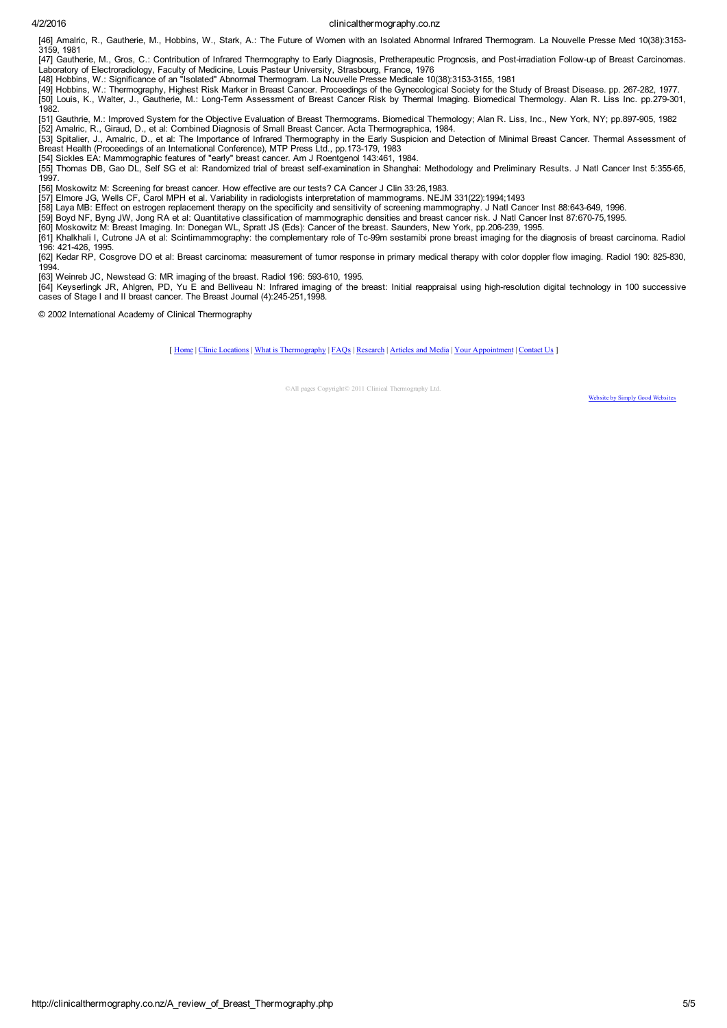[46] Amalric, R., Gautherie, M., Hobbins, W., Stark, A.: The Future of Women with an Isolated Abnormal Infrared Thermogram. La Nouvelle Presse Med 10(38):3153-3159, 1981

[47] Gautherie, M., Gros, C.: Contribution of Infrared Thermography to Early Diagnosis, Pretherapeutic Prognosis, and Post-irradiation Follow-up of Breast Carcinomas. Laboratory of Electroradiology, Faculty of Medicine, Louis Pasteur University, Strasbourg, France, 1976

[48] Hobbins, W.: Significance of an "Isolated" Abnormal Thermogram. La Nouvelle Presse Medicale 10(38):3153-3155, 1981

[49] Hobbins, W.: Thermography, Highest Risk Marker in Breast Cancer. Proceedings of the Gynecological Society for the Study of Breast Disease. pp. 267-282, 1977.

[50] Louis, K., Walter, J., Gautherie, M.: Long-Term Assessment of Breast Cancer Risk by Thermal Imaging. Biomedical Thermology. Alan R. Liss Inc. pp.279-301, 1982.

[51] Gauthrie, M.: Improved System for the Objective Evaluation of Breast Thermograms. Biomedical Thermology; Alan R. Liss, Inc., New York, NY; pp.897-905, 1982

[52] Amalric, R., Giraud, D., et al: Combined Diagnosis of Small Breast Cancer. Acta Thermographica, 1984.

[53] Spitalier, J., Amalric, D., et al: The Importance of Infrared Thermography in the Early Suspicion and Detection of Minimal Breast Cancer. Thermal Assessment of Breast Health (Proceedings of an International Conference), MTP Press Ltd., pp.173-179, 1983

[54] Sickles EA: Mammographic features of "early" breast cancer. Am J Roentgenol 143:461, 1984.

[55] Thomas DB, Gao DL, Self SG et al: Randomized trial of breast self-examination in Shanghai: Methodology and Preliminary Results. J Natl Cancer Inst 5:355-65, 1997.

[56] Moskowitz M: Screening for breast cancer. How effective are our tests? CA Cancer J Clin 33:26,1983.

[57] Elmore JG, Wells CF, Carol MPH et al. Variability in radiologists interpretation of mammograms. NEJM 331(22):1994;1493

[58] Laya MB: Effect on estrogen replacement therapy on the specificity and sensitivity of screening mammography. J Natl Cancer Inst 88:643-649, 1996.

[59] Boyd NF, Byng JW, Jong RA et al: Quantitative classification of mammographic densities and breast cancer risk. J Natl Cancer Inst 87:670-75,1995.

[60] Moskowitz M: Breast Imaging. In: Donegan WL, Spratt JS (Eds): Cancer of the breast. Saunders, New York, pp.206-239, 1995.

[61] Khalkhali I, Cutrone JA et al: Scintimammography: the complementary role of Tc-99m sestamibi prone breast imaging for the diagnosis of breast carcinoma. Radiol 196: 421-426, 1995.

[62] Kedar RP, Cosgrove DO et al: Breast carcinoma: measurement of tumor response in primary medical therapy with color doppler flow imaging. Radiol 190: 825-830, 1994.

[63] Weinreb JC, Newstead G: MR imaging of the breast. Radiol 196: 593-610, 1995.

[64] Keyserlingk JR, Ahlgren, PD, Yu E and Belliveau N: Infrared imaging of the breast: Initial reappraisal using high-resolution digital technology in 100 successive cases of Stage I and II breast cancer. The Breast Journal (4):245-251,1998.

© 2002 International Academy of Clinical Thermography

[ Home | Clinic Locations | What is Thermography | FAQs | Research | Articles and Media | Your Appointment | Contact Us ]

©All pages Copyright© 2011 Clinical Thermography Ltd.

Website by Simply Good Websites